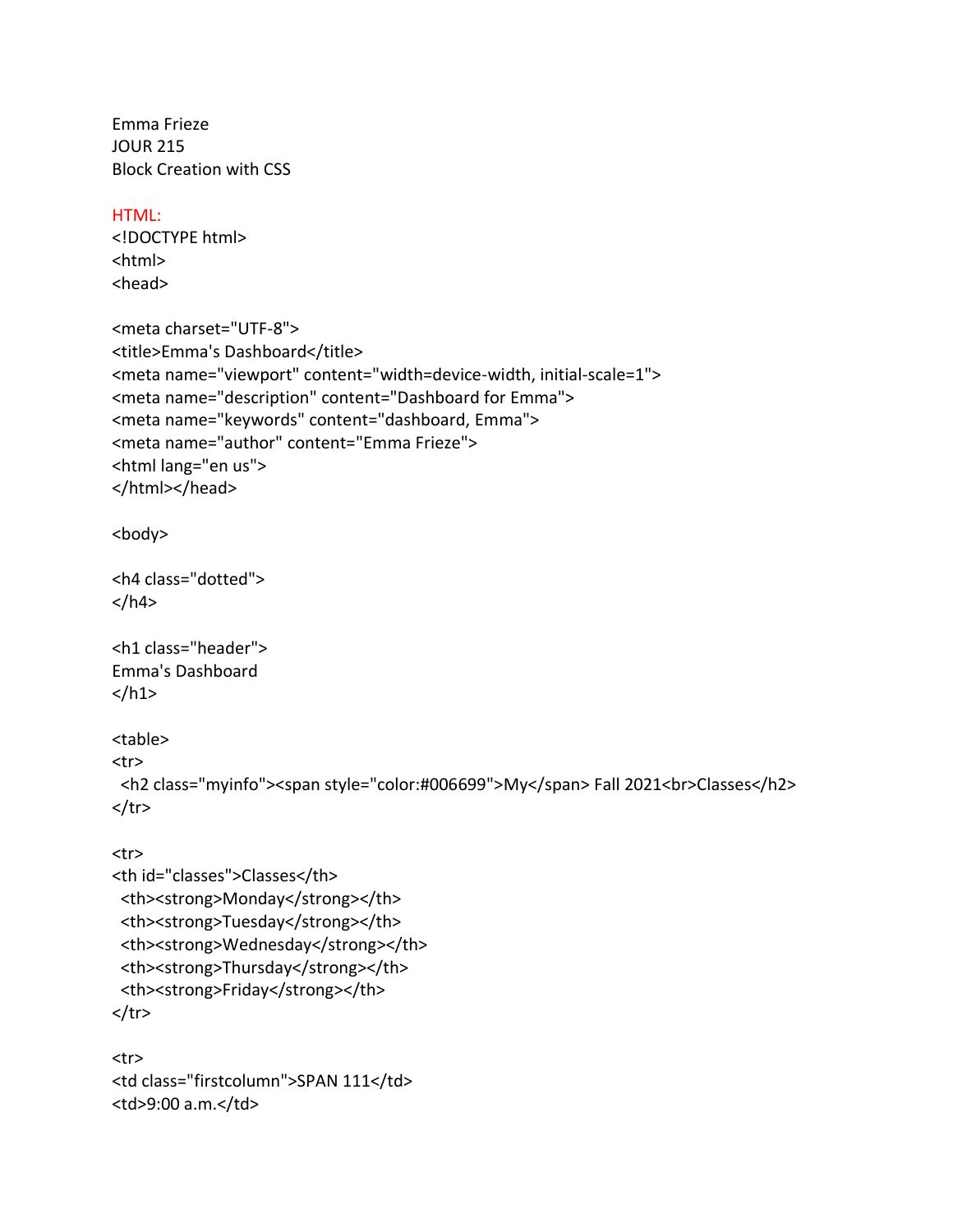Emma Frieze
JOUR 215
Block Creation with CSS

HTML:

```
<!DOCTYPE html>
<html>
<head>

<meta charset="UTF-8">
<title>Emma's Dashboard</title>
<meta name="viewport" content="width=device-width, initial-scale=1">
<meta name="description" content="Dashboard for Emma">
<meta name="keywords" content="dashboard, Emma">
<meta name="author" content="Emma Frieze">
<html lang="en us">
</html></head>

<body>

<h4 class="dotted">
</h4>

<h1 class="header">
Emma's Dashboard
</h1>

<table>
<tr>
  <h2 class="myinfo"><span style="color:#006699">My</span> Fall 2021<br>Classes</h2>
</tr>

<tr>
<th id="classes">Classes</th>
  <th><strong>Monday</strong></th>
  <th><strong>Tuesday</strong></th>
  <th><strong>Wednesday</strong></th>
  <th><strong>Thursday</strong></th>
  <th><strong>Friday</strong></th>
</tr>

<tr>
<td class="firstcolumn">SPAN 111</td>
<td>9:00 a.m.</td>
```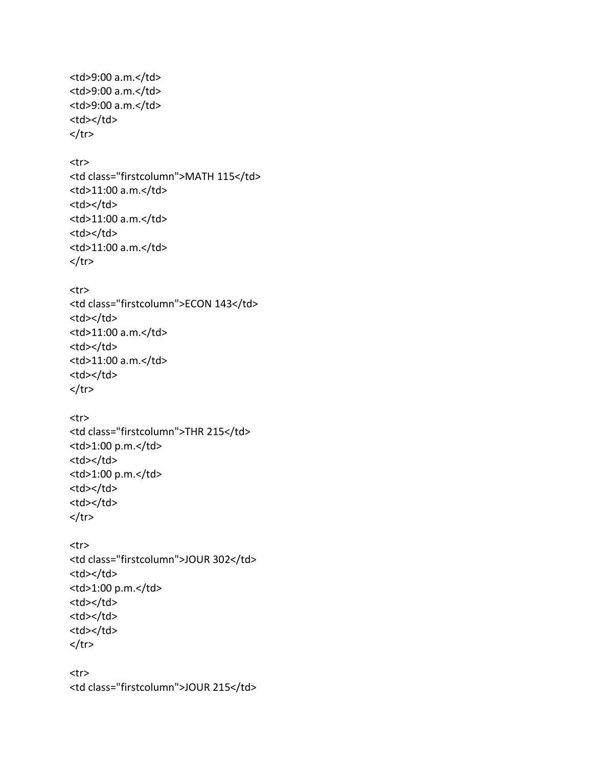```
<td>9:00 a.m.</td>
<td>9:00 a.m.</td>
<td>9:00 a.m.</td>
<td></td>
</tr>

<tr>
<td class="firstcolumn">MATH 115</td>
<td>11:00 a.m.</td>
<td></td>
<td>11:00 a.m.</td>
<td></td>
<td>11:00 a.m.</td>
</tr>

<tr>
<td class="firstcolumn">ECON 143</td>
<td></td>
<td>11:00 a.m.</td>
<td></td>
<td>11:00 a.m.</td>
<td></td>
</tr>

<tr>
<td class="firstcolumn">THR 215</td>
<td>1:00 p.m.</td>
<td></td>
<td>1:00 p.m.</td>
<td></td>
<td></td>
</tr>

<tr>
<td class="firstcolumn">JOUR 302</td>
<td></td>
<td>1:00 p.m.</td>
<td></td>
<td></td>
<td></td>
</tr>

<tr>
<td class="firstcolumn">JOUR 215</td>
```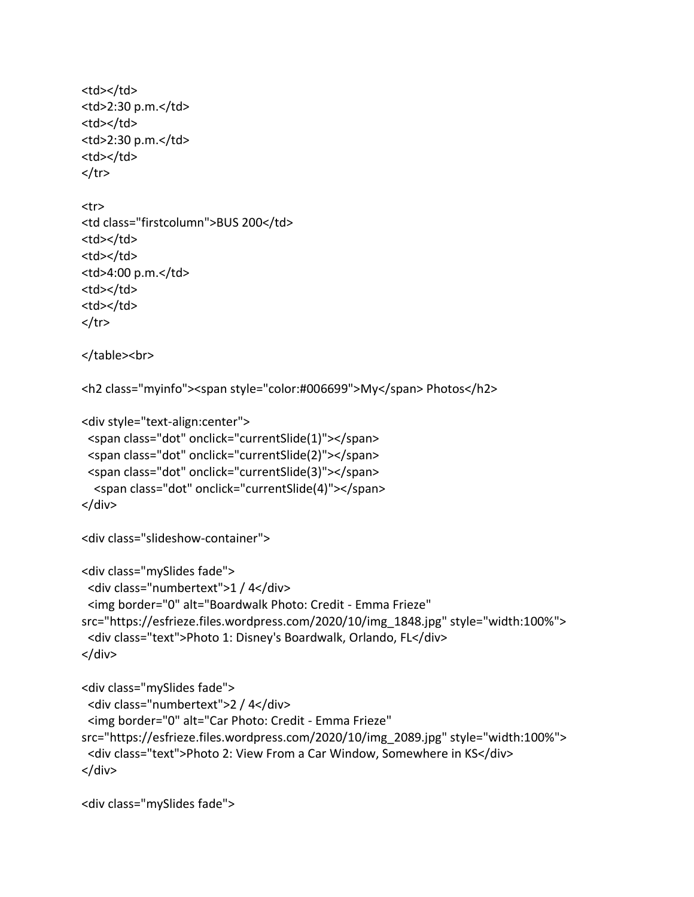```
<td></td>
<td>2:30 p.m.</td>
<td></td>
<td>2:30 p.m.</td>
<td></td>
</tr>

<tr>
<td class="firstcolumn">BUS 200</td>
<td></td>
<td></td>
<td>4:00 p.m.</td>
<td></td>
<td></td>
</tr>

</table><br>

<h2 class="myinfo"><span style="color:#006699">My</span> Photos</h2>

<div style="text-align:center">
  <span class="dot" onclick="currentSlide(1)"></span>
  <span class="dot" onclick="currentSlide(2)"></span>
  <span class="dot" onclick="currentSlide(3)"></span>
   <span class="dot" onclick="currentSlide(4)"></span>
</div>

<div class="slideshow-container">

<div class="mySlides fade">
  <div class="numbertext">1 / 4</div>
  <img border="0" alt="Boardwalk Photo: Credit - Emma Frieze"
src="https://esfrieze.files.wordpress.com/2020/10/img_1848.jpg" style="width:100%">
  <div class="text">Photo 1: Disney's Boardwalk, Orlando, FL</div>
</div>

<div class="mySlides fade">
  <div class="numbertext">2 / 4</div>
  <img border="0" alt="Car Photo: Credit - Emma Frieze"
src="https://esfrieze.files.wordpress.com/2020/10/img_2089.jpg" style="width:100%">
  <div class="text">Photo 2: View From a Car Window, Somewhere in KS</div>
</div>

<div class="mySlides fade">
```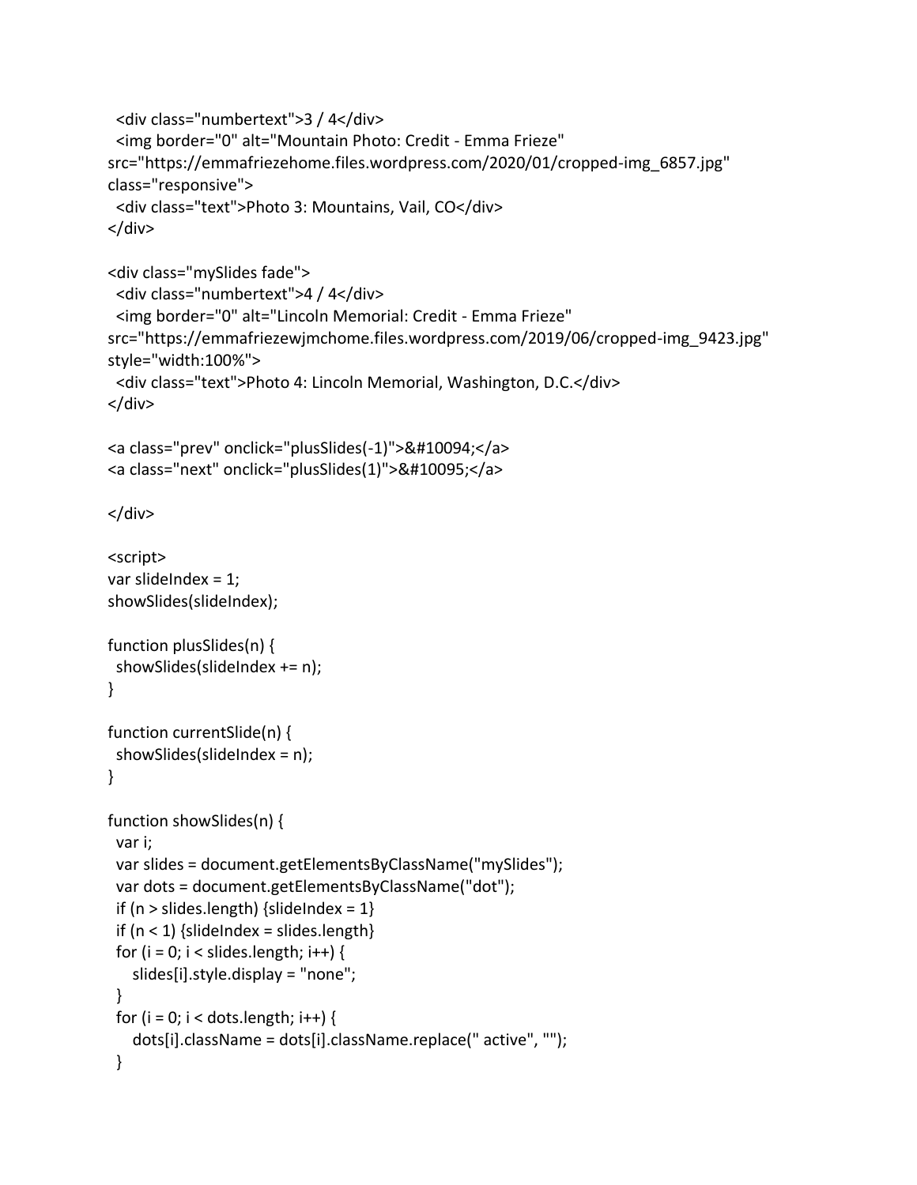```
  <div class="numbertext">3 / 4</div>
  <img border="0" alt="Mountain Photo: Credit - Emma Frieze"
src="https://emmafriezehome.files.wordpress.com/2020/01/cropped-img_6857.jpg"
class="responsive">
  <div class="text">Photo 3: Mountains, Vail, CO</div>
</div>

<div class="mySlides fade">
  <div class="numbertext">4 / 4</div>
  <img border="0" alt="Lincoln Memorial: Credit - Emma Frieze"
src="https://emmafriezewjmchome.files.wordpress.com/2019/06/cropped-img_9423.jpg"
style="width:100%">
  <div class="text">Photo 4: Lincoln Memorial, Washington, D.C.</div>
</div>

<a class="prev" onclick="plusSlides(-1)">&#10094;</a>
<a class="next" onclick="plusSlides(1)">&#10095;</a>

</div>

<script>
var slideIndex = 1;
showSlides(slideIndex);

function plusSlides(n) {
  showSlides(slideIndex += n);
}

function currentSlide(n) {
  showSlides(slideIndex = n);
}

function showSlides(n) {
  var i;
  var slides = document.getElementsByClassName("mySlides");
  var dots = document.getElementsByClassName("dot");
  if (n > slides.length) {slideIndex = 1}
  if (n < 1) {slideIndex = slides.length}
  for (i = 0; i < slides.length; i++) {
     slides[i].style.display = "none";
  }
  for (i = 0; i < dots.length; i++) {
     dots[i].className = dots[i].className.replace(" active", "");
  }
```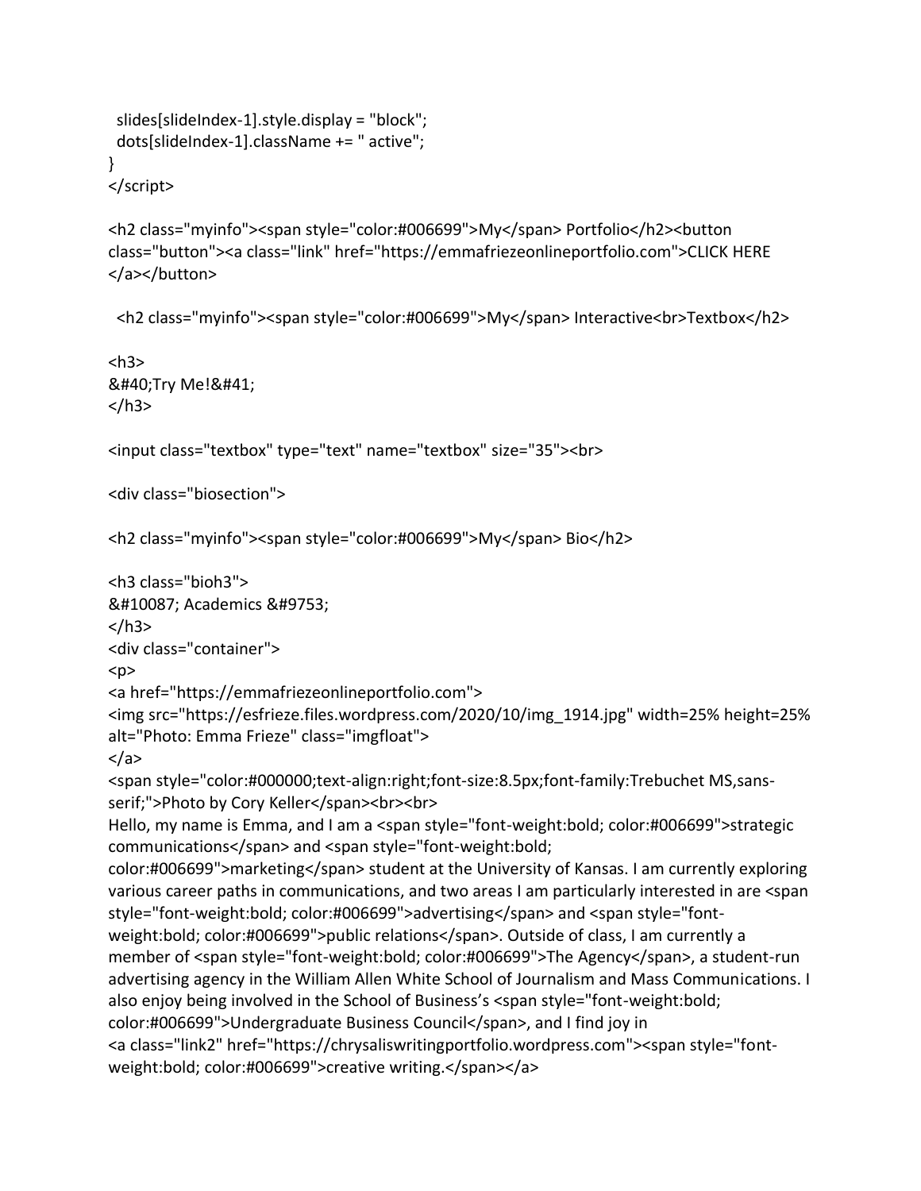```
  slides[slideIndex-1].style.display = "block";
  dots[slideIndex-1].className += " active";
}
</script>

<h2 class="myinfo"><span style="color:#006699">My</span> Portfolio</h2><button
class="button"><a class="link" href="https://emmafriezeonlineportfolio.com">CLICK HERE
</a></button>

  <h2 class="myinfo"><span style="color:#006699">My</span> Interactive<br>Textbox</h2>

<h3>
&#40;Try Me!&#41;
</h3>

<input class="textbox" type="text" name="textbox" size="35"><br>

<div class="biosection">

<h2 class="myinfo"><span style="color:#006699">My</span> Bio</h2>

<h3 class="bioh3">
&#10087; Academics &#9753;
</h3>
<div class="container">
<p>
<a href="https://emmafriezeonlineportfolio.com">
<img src="https://esfrieze.files.wordpress.com/2020/10/img_1914.jpg" width=25% height=25%
alt="Photo: Emma Frieze" class="imgfloat">
</a>
<span style="color:#000000;text-align:right;font-size:8.5px;font-family:Trebuchet MS,sans-
serif;">Photo by Cory Keller</span><br><br>
Hello, my name is Emma, and I am a <span style="font-weight:bold; color:#006699">strategic
communications</span> and <span style="font-weight:bold;
color:#006699">marketing</span> student at the University of Kansas. I am currently exploring
various career paths in communications, and two areas I am particularly interested in are <span
style="font-weight:bold; color:#006699">advertising</span> and <span style="font-
weight:bold; color:#006699">public relations</span>. Outside of class, I am currently a
member of <span style="font-weight:bold; color:#006699">The Agency</span>, a student-run
advertising agency in the William Allen White School of Journalism and Mass Communications. I
also enjoy being involved in the School of Business's <span style="font-weight:bold;
color:#006699">Undergraduate Business Council</span>, and I find joy in
<a class="link2" href="https://chrysaliswritingportfolio.wordpress.com"><span style="font-
weight:bold; color:#006699">creative writing.</span></a>
```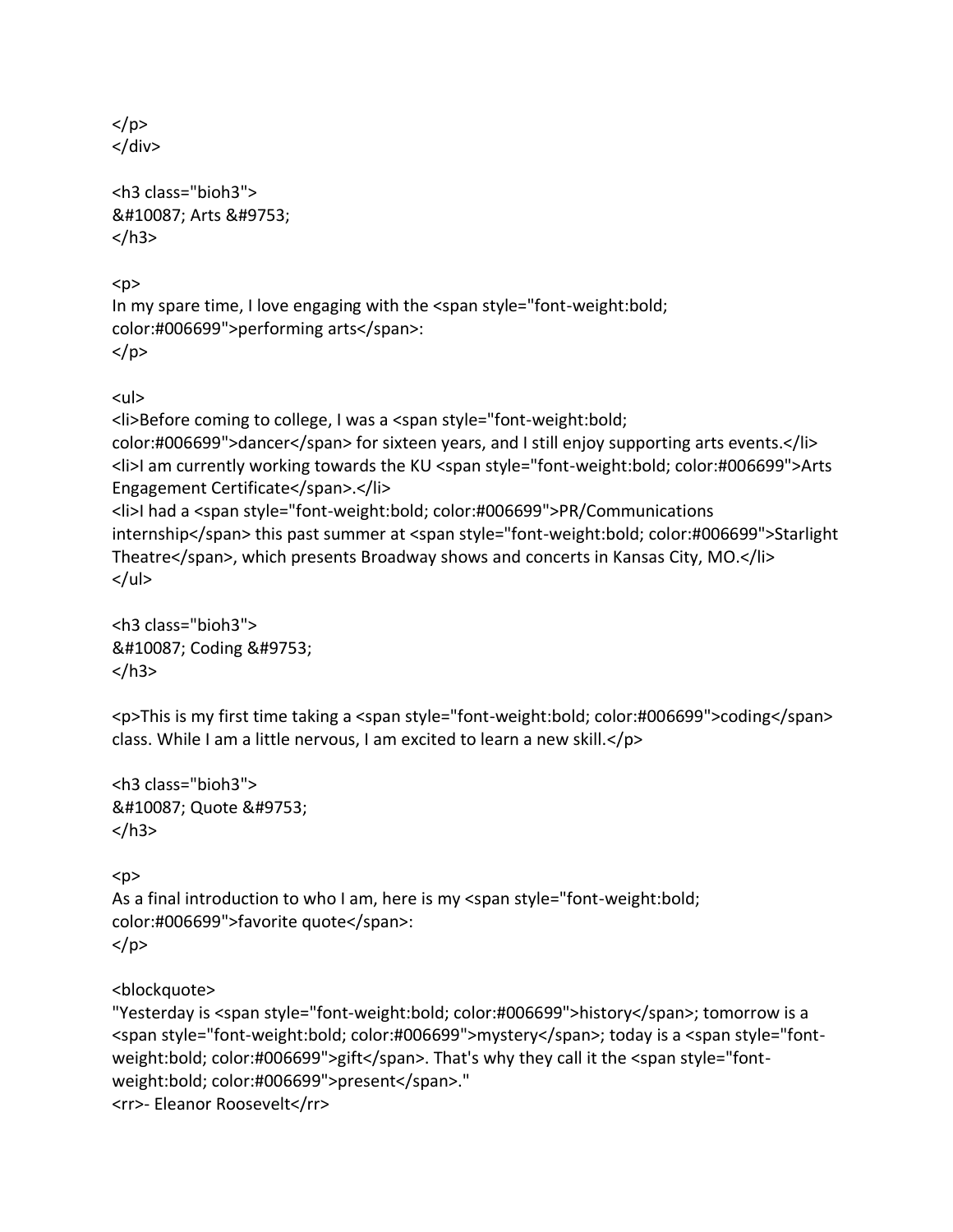```html
</p>
</div>

<h3 class="bioh3">
&#10087; Arts &#9753;
</h3>

<p>
In my spare time, I love engaging with the <span style="font-weight:bold;
color:#006699">performing arts</span>:
</p>

<ul>
<li>Before coming to college, I was a <span style="font-weight:bold;
color:#006699">dancer</span> for sixteen years, and I still enjoy supporting arts events.</li>
<li>I am currently working towards the KU <span style="font-weight:bold; color:#006699">Arts
Engagement Certificate</span>.</li>
<li>I had a <span style="font-weight:bold; color:#006699">PR/Communications
internship</span> this past summer at <span style="font-weight:bold; color:#006699">Starlight
Theatre</span>, which presents Broadway shows and concerts in Kansas City, MO.</li>
</ul>

<h3 class="bioh3">
&#10087; Coding &#9753;
</h3>

<p>This is my first time taking a <span style="font-weight:bold; color:#006699">coding</span>
class. While I am a little nervous, I am excited to learn a new skill.</p>

<h3 class="bioh3">
&#10087; Quote &#9753;
</h3>

<p>
As a final introduction to who I am, here is my <span style="font-weight:bold;
color:#006699">favorite quote</span>:
</p>

<blockquote>
"Yesterday is <span style="font-weight:bold; color:#006699">history</span>; tomorrow is a
<span style="font-weight:bold; color:#006699">mystery</span>; today is a <span style="font-
weight:bold; color:#006699">gift</span>. That's why they call it the <span style="font-
weight:bold; color:#006699">present</span>."
<rr>- Eleanor Roosevelt</rr>
```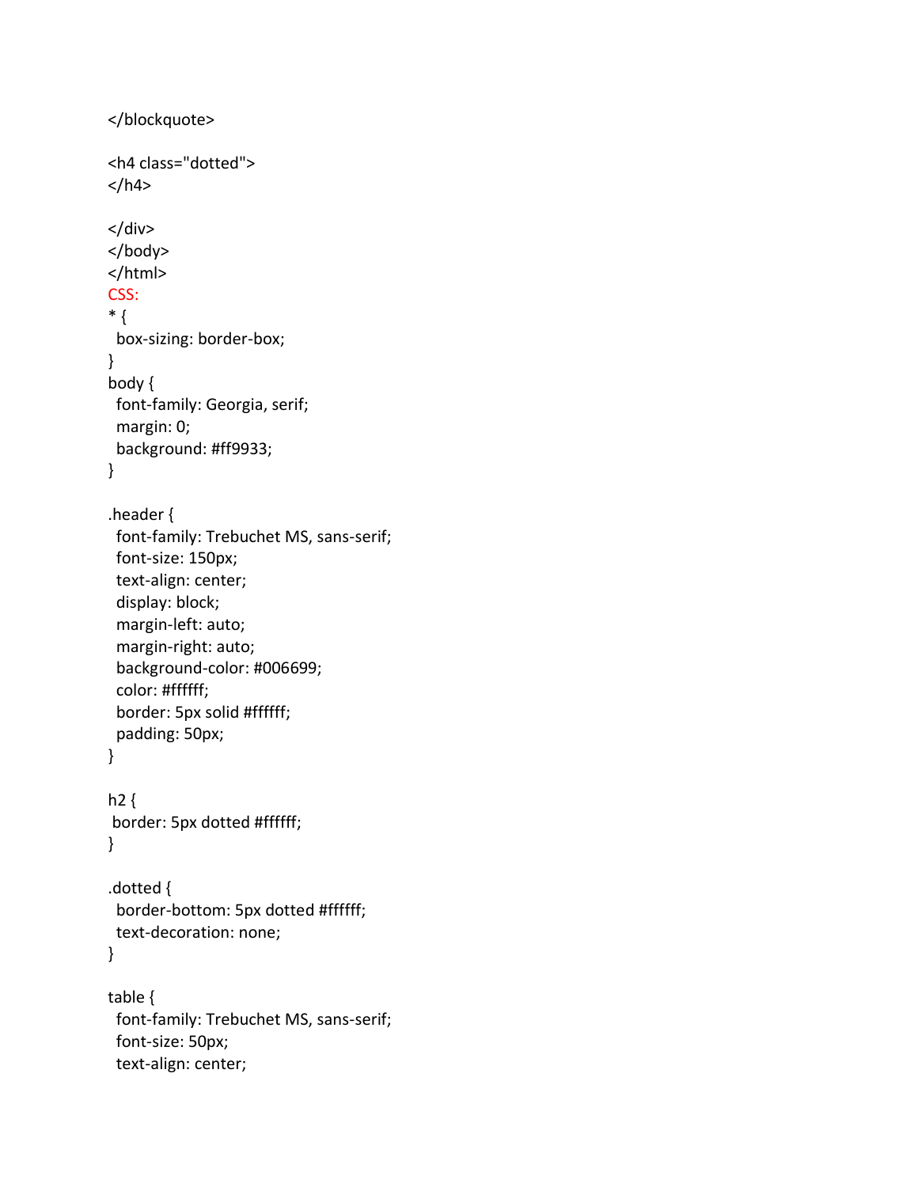```
</blockquote>

<h4 class="dotted">
</h4>

</div>
</body>
</html>
```

CSS:

```
* {
  box-sizing: border-box;
}
body {
  font-family: Georgia, serif;
  margin: 0;
  background: #ff9933;
}

.header {
  font-family: Trebuchet MS, sans-serif;
  font-size: 150px;
  text-align: center;
  display: block;
  margin-left: auto;
  margin-right: auto;
  background-color: #006699;
  color: #ffffff;
  border: 5px solid #ffffff;
  padding: 50px;
}

h2 {
 border: 5px dotted #ffffff;
}

.dotted {
  border-bottom: 5px dotted #ffffff;
  text-decoration: none;
}

table {
  font-family: Trebuchet MS, sans-serif;
  font-size: 50px;
  text-align: center;
```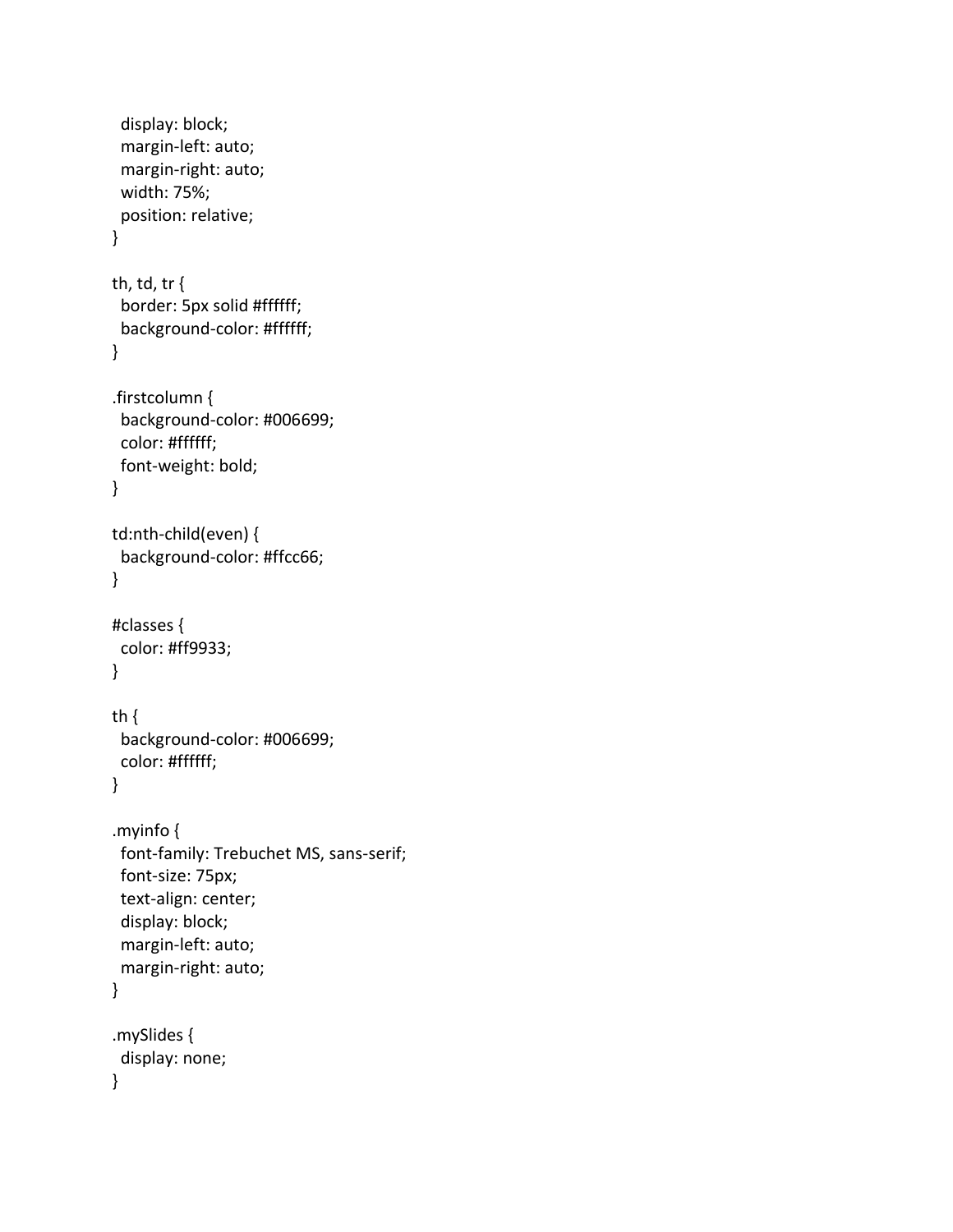```
  display: block;
  margin-left: auto;
  margin-right: auto;
  width: 75%;
  position: relative;
}

th, td, tr {
  border: 5px solid #ffffff;
  background-color: #ffffff;
}

.firstcolumn {
  background-color: #006699;
  color: #ffffff;
  font-weight: bold;
}

td:nth-child(even) {
  background-color: #ffcc66;
}

#classes {
  color: #ff9933;
}

th {
  background-color: #006699;
  color: #ffffff;
}

.myinfo {
  font-family: Trebuchet MS, sans-serif;
  font-size: 75px;
  text-align: center;
  display: block;
  margin-left: auto;
  margin-right: auto;
}

.mySlides {
  display: none;
}
```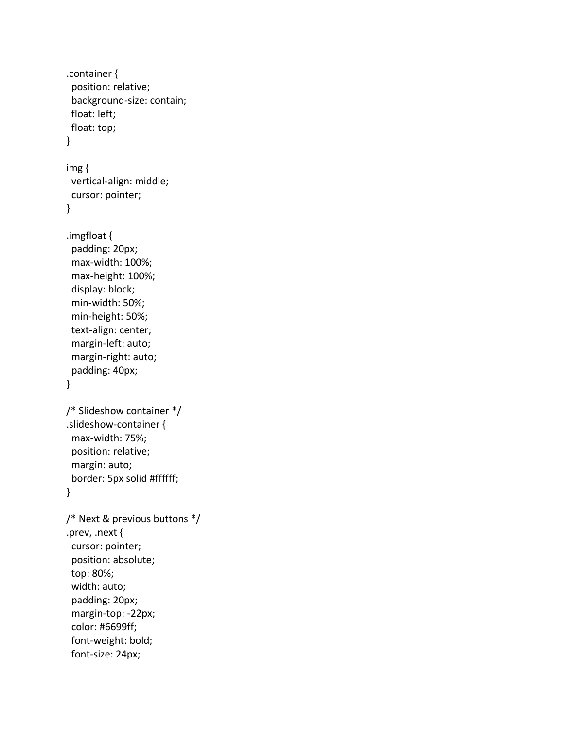```
.container {
  position: relative;
  background-size: contain;
  float: left;
  float: top;
}

img {
  vertical-align: middle;
  cursor: pointer;
}

.imgfloat {
  padding: 20px;
  max-width: 100%;
  max-height: 100%;
  display: block;
  min-width: 50%;
  min-height: 50%;
  text-align: center;
  margin-left: auto;
  margin-right: auto;
  padding: 40px;
}

/* Slideshow container */
.slideshow-container {
  max-width: 75%;
  position: relative;
  margin: auto;
  border: 5px solid #ffffff;
}

/* Next & previous buttons */
.prev, .next {
  cursor: pointer;
  position: absolute;
  top: 80%;
  width: auto;
  padding: 20px;
  margin-top: -22px;
  color: #6699ff;
  font-weight: bold;
  font-size: 24px;
```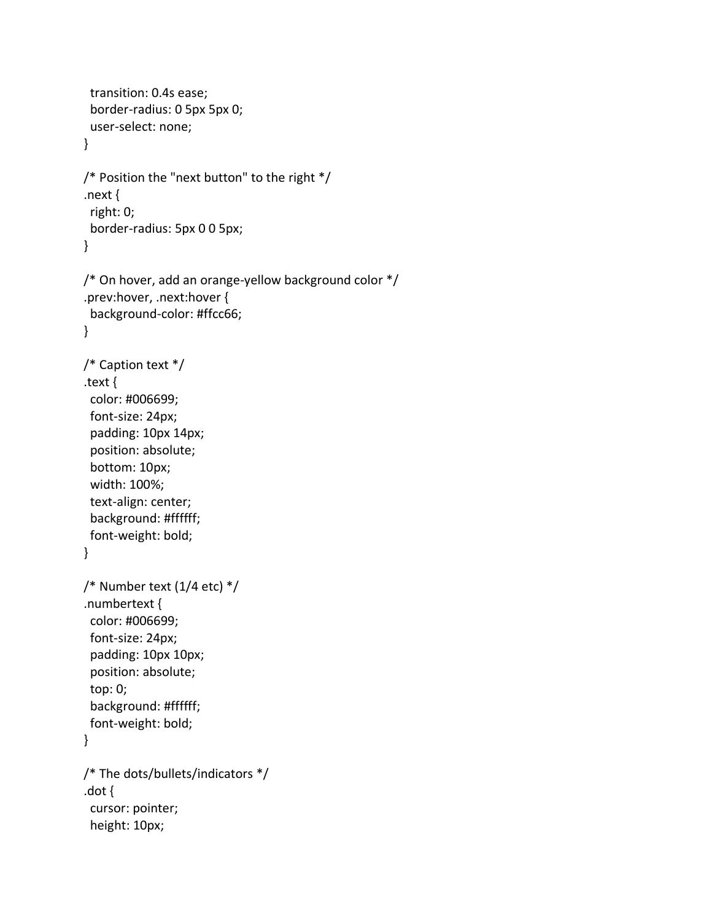```css
  transition: 0.4s ease;
  border-radius: 0 5px 5px 0;
  user-select: none;
}

/* Position the "next button" to the right */
.next {
  right: 0;
  border-radius: 5px 0 0 5px;
}

/* On hover, add an orange-yellow background color */
.prev:hover, .next:hover {
  background-color: #ffcc66;
}

/* Caption text */
.text {
  color: #006699;
  font-size: 24px;
  padding: 10px 14px;
  position: absolute;
  bottom: 10px;
  width: 100%;
  text-align: center;
  background: #ffffff;
  font-weight: bold;
}

/* Number text (1/4 etc) */
.numbertext {
  color: #006699;
  font-size: 24px;
  padding: 10px 10px;
  position: absolute;
  top: 0;
  background: #ffffff;
  font-weight: bold;
}

/* The dots/bullets/indicators */
.dot {
  cursor: pointer;
  height: 10px;
```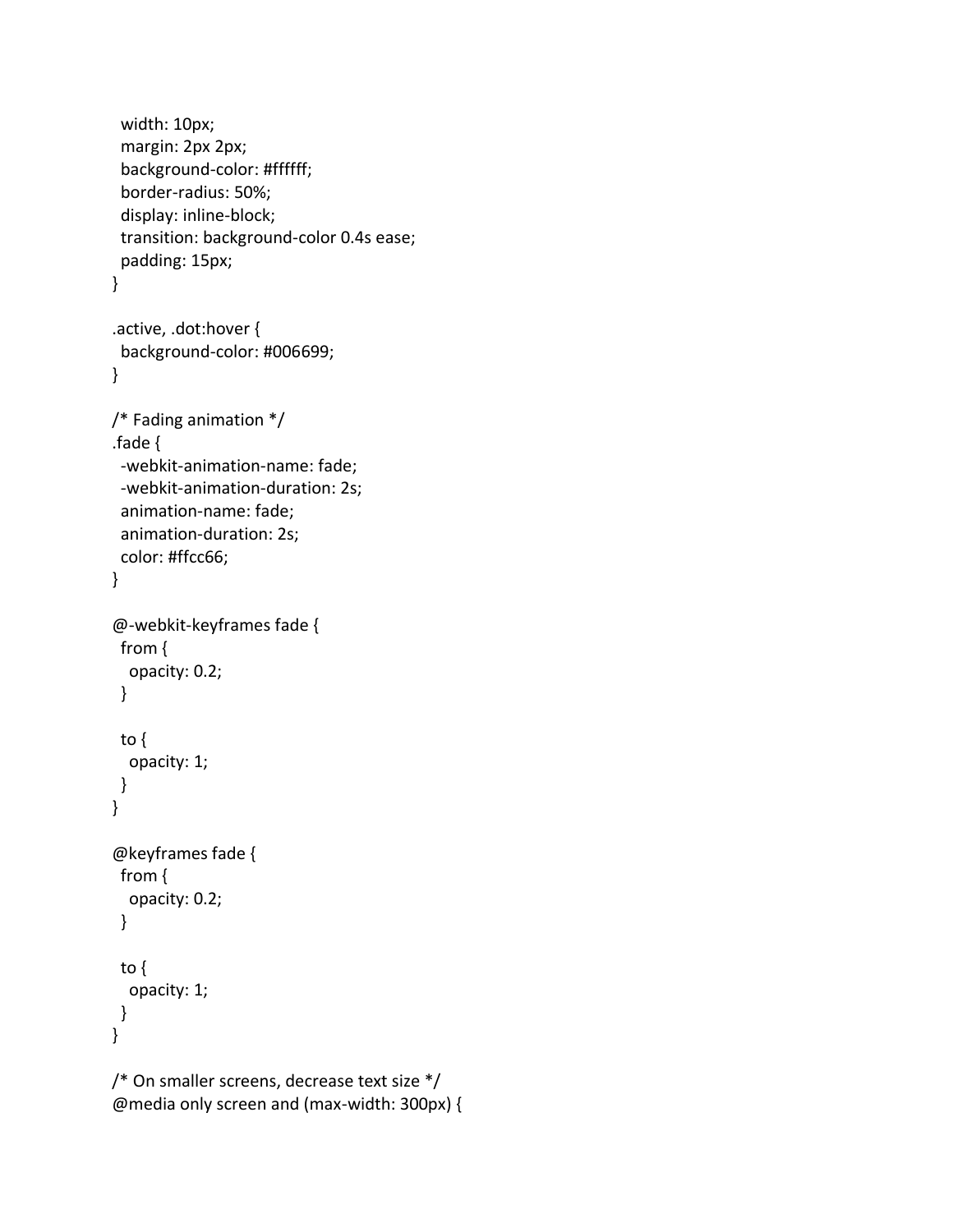```
  width: 10px;
  margin: 2px 2px;
  background-color: #ffffff;
  border-radius: 50%;
  display: inline-block;
  transition: background-color 0.4s ease;
  padding: 15px;
}

.active, .dot:hover {
  background-color: #006699;
}

/* Fading animation */
.fade {
  -webkit-animation-name: fade;
  -webkit-animation-duration: 2s;
  animation-name: fade;
  animation-duration: 2s;
  color: #ffcc66;
}

@-webkit-keyframes fade {
  from {
    opacity: 0.2;
  }

  to {
    opacity: 1;
  }
}

@keyframes fade {
  from {
    opacity: 0.2;
  }

  to {
    opacity: 1;
  }
}

/* On smaller screens, decrease text size */
@media only screen and (max-width: 300px) {
```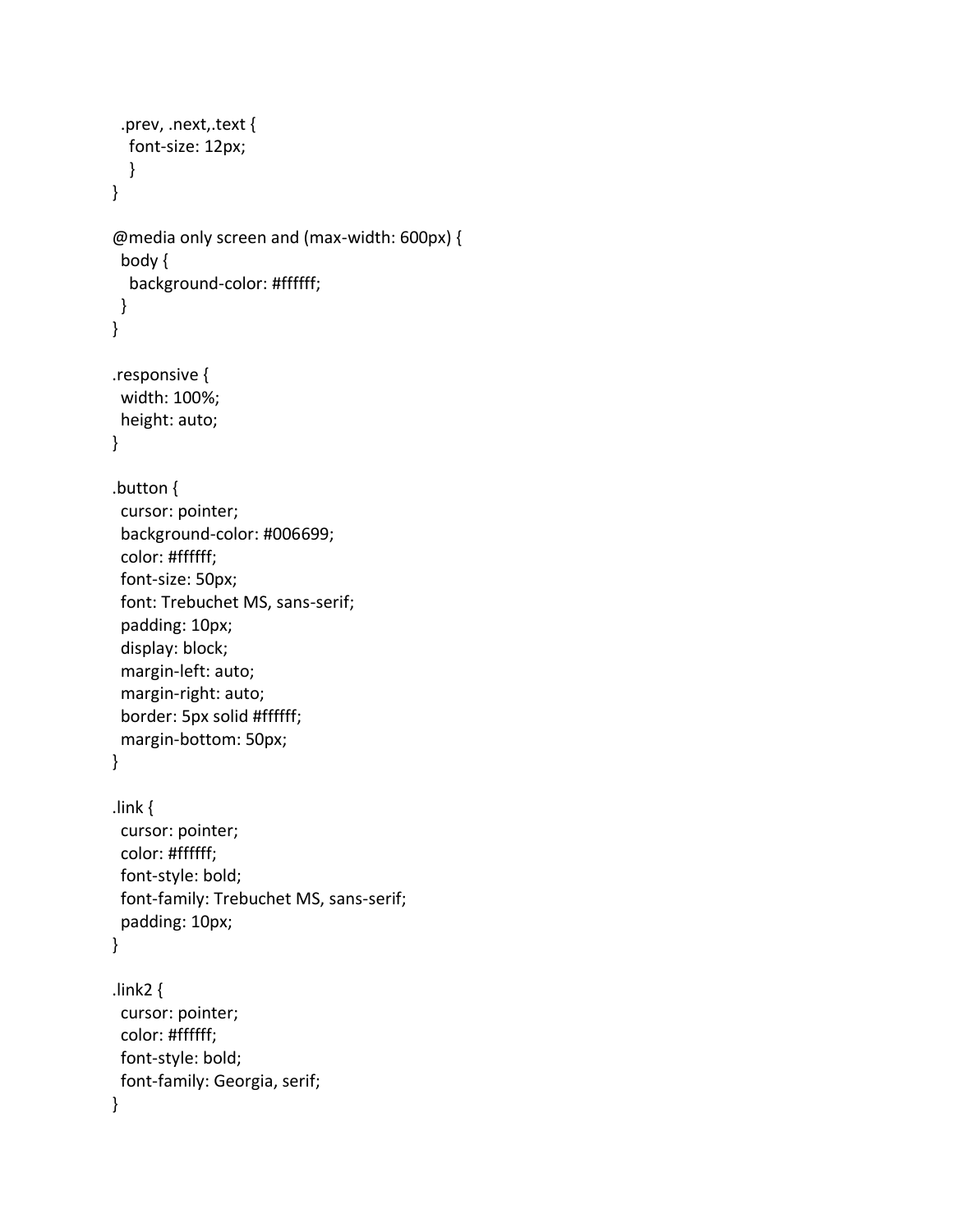```
  .prev, .next,.text {
    font-size: 12px;
    }
}

@media only screen and (max-width: 600px) {
  body {
    background-color: #ffffff;
  }
}

.responsive {
  width: 100%;
  height: auto;
}

.button {
  cursor: pointer;
  background-color: #006699;
  color: #ffffff;
  font-size: 50px;
  font: Trebuchet MS, sans-serif;
  padding: 10px;
  display: block;
  margin-left: auto;
  margin-right: auto;
  border: 5px solid #ffffff;
  margin-bottom: 50px;
}

.link {
  cursor: pointer;
  color: #ffffff;
  font-style: bold;
  font-family: Trebuchet MS, sans-serif;
  padding: 10px;
}

.link2 {
  cursor: pointer;
  color: #ffffff;
  font-style: bold;
  font-family: Georgia, serif;
}
```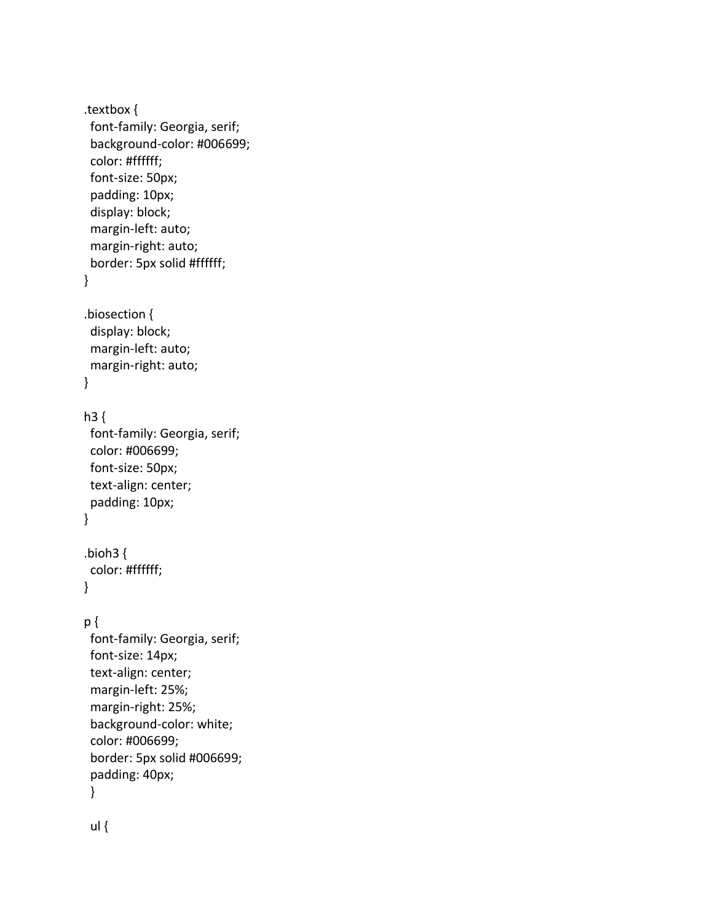```
.textbox {
  font-family: Georgia, serif;
  background-color: #006699;
  color: #ffffff;
  font-size: 50px;
  padding: 10px;
  display: block;
  margin-left: auto;
  margin-right: auto;
  border: 5px solid #ffffff;
}

.biosection {
  display: block;
  margin-left: auto;
  margin-right: auto;
}

h3 {
  font-family: Georgia, serif;
  color: #006699;
  font-size: 50px;
  text-align: center;
  padding: 10px;
}

.bioh3 {
  color: #ffffff;
}

p {
  font-family: Georgia, serif;
  font-size: 14px;
  text-align: center;
  margin-left: 25%;
  margin-right: 25%;
  background-color: white;
  color: #006699;
  border: 5px solid #006699;
  padding: 40px;
  }

  ul {
```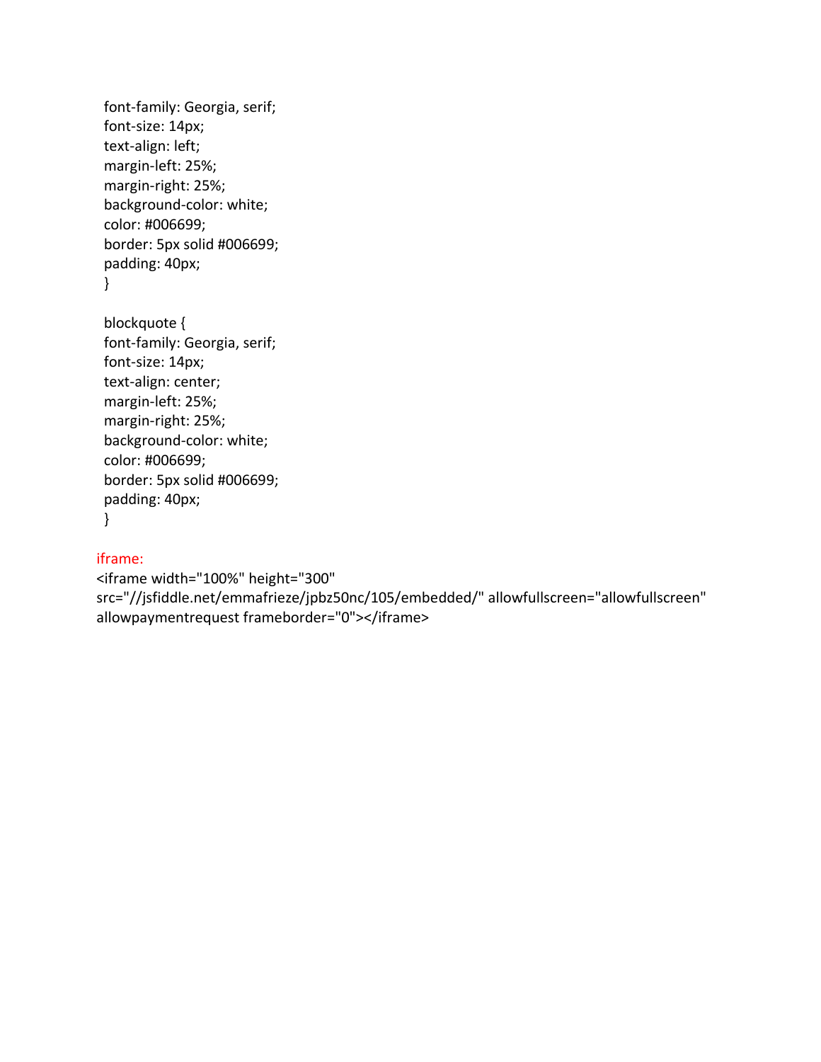```
font-family: Georgia, serif;
font-size: 14px;
text-align: left;
margin-left: 25%;
margin-right: 25%;
background-color: white;
color: #006699;
border: 5px solid #006699;
padding: 40px;
}

blockquote {
font-family: Georgia, serif;
font-size: 14px;
text-align: center;
margin-left: 25%;
margin-right: 25%;
background-color: white;
color: #006699;
border: 5px solid #006699;
padding: 40px;
}
```

iframe:

```
<iframe width="100%" height="300"
src="//jsfiddle.net/emmafrieze/jpbz50nc/105/embedded/" allowfullscreen="allowfullscreen"
allowpaymentrequest frameborder="0"></iframe>
```